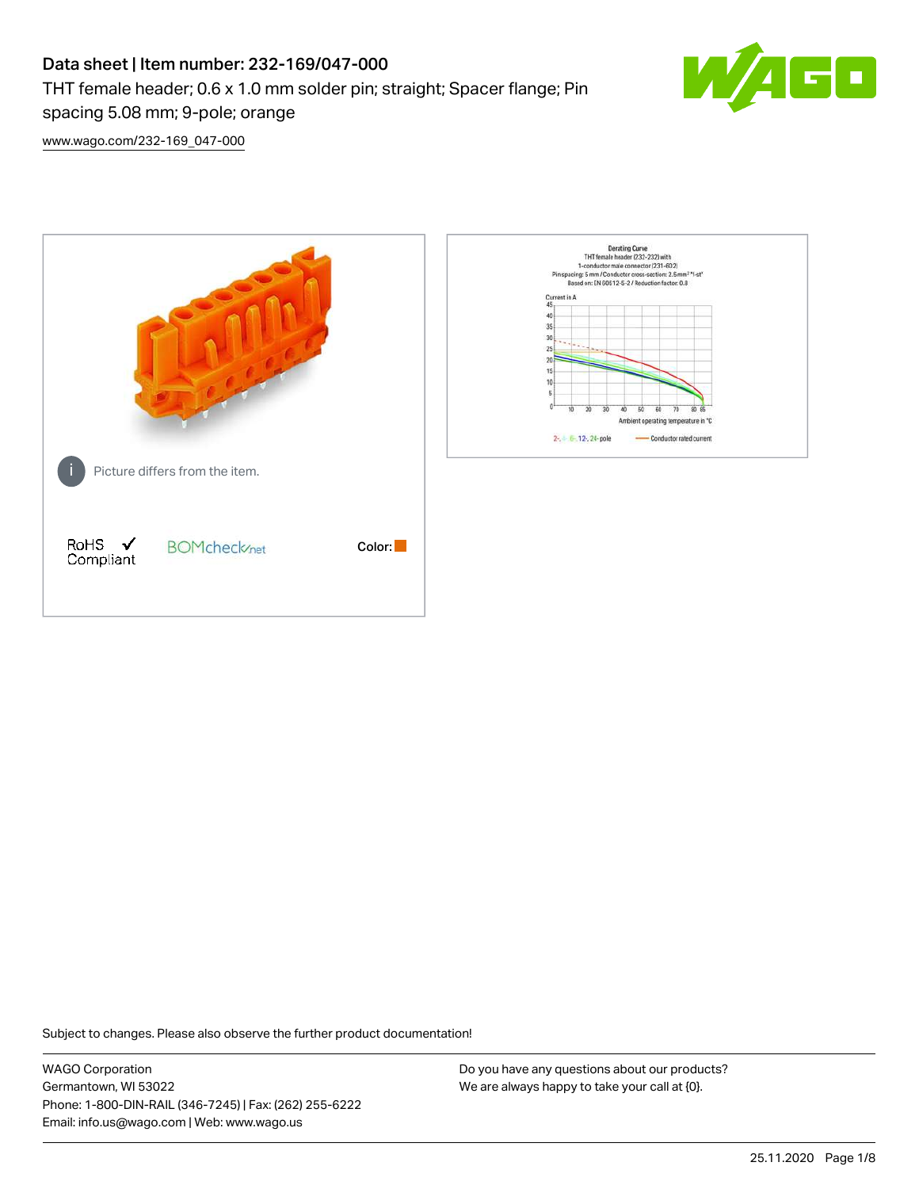# Data sheet | Item number: 232-169/047-000

THT female header; 0.6 x 1.0 mm solder pin; straight; Spacer flange; Pin spacing 5.08 mm; 9-pole; orange

www.wago.com/232-169_047-000

Picture differs from the item.

RoHS Compliant

Color:

Subject to changes. Please also observe the further product documentation!

WAGO Corporation
Germantown, WI 53022
Phone: 1-800-DIN-RAIL (346-7245) | Fax: (262) 255-6222
Email: info.us@wago.com | Web: www.wago.us

Do you have any questions about our products?
We are always happy to take your call at {0}.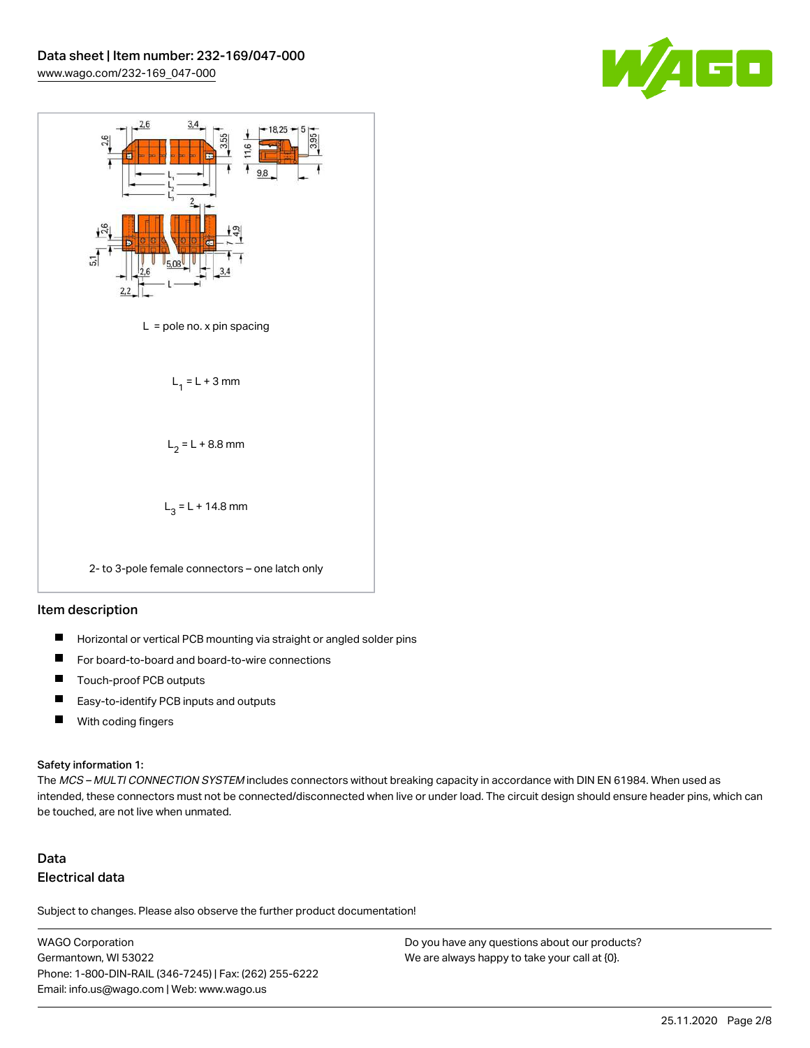L = pole no. x pin spacing

$L_1 = L + 3$ mm

$L_2 = L + 8.8$ mm

$L_3 = L + 14.8$ mm

2- to 3-pole female connectors – one latch only

## Item description

- Horizontal or vertical PCB mounting via straight or angled solder pins
- For board-to-board and board-to-wire connections
- Touch-proof PCB outputs
- Easy-to-identify PCB inputs and outputs
- With coding fingers

Safety information 1:
The *MCS – MULTI CONNECTION SYSTEM* includes connectors without breaking capacity in accordance with DIN EN 61984. When used as intended, these connectors must not be connected/disconnected when live or under load. The circuit design should ensure header pins, which can be touched, are not live when unmated.

## Data

### Electrical data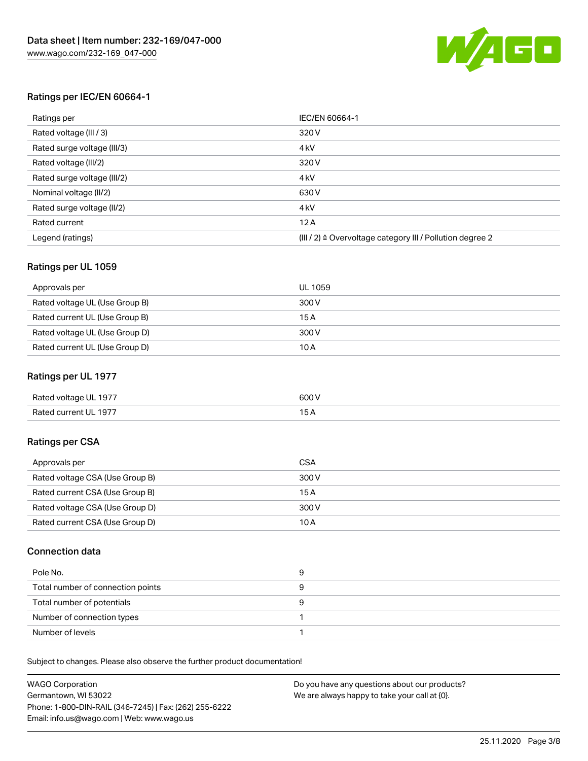## Ratings per IEC/EN 60664-1

| Ratings per | IEC/EN 60664-1 |
| --- | --- |
| Rated voltage (III / 3) | 320 V |
| Rated surge voltage (III/3) | 4 kV |
| Rated voltage (III/2) | 320 V |
| Rated surge voltage (III/2) | 4 kV |
| Nominal voltage (II/2) | 630 V |
| Rated surge voltage (II/2) | 4 kV |
| Rated current | 12 A |
| Legend (ratings) | (III / 2) ≙ Overvoltage category III / Pollution degree 2 |

## Ratings per UL 1059

| Approvals per | UL 1059 |
| --- | --- |
| Rated voltage UL (Use Group B) | 300 V |
| Rated current UL (Use Group B) | 15 A |
| Rated voltage UL (Use Group D) | 300 V |
| Rated current UL (Use Group D) | 10 A |

## Ratings per UL 1977

| | |
| --- | --- |
| Rated voltage UL 1977 | 600 V |
| Rated current UL 1977 | 15 A |

## Ratings per CSA

| Approvals per | CSA |
| --- | --- |
| Rated voltage CSA (Use Group B) | 300 V |
| Rated current CSA (Use Group B) | 15 A |
| Rated voltage CSA (Use Group D) | 300 V |
| Rated current CSA (Use Group D) | 10 A |

## Connection data

| | |
| --- | --- |
| Pole No. | 9 |
| Total number of connection points | 9 |
| Total number of potentials | 9 |
| Number of connection types | 1 |
| Number of levels | 1 |

Subject to changes. Please also observe the further product documentation!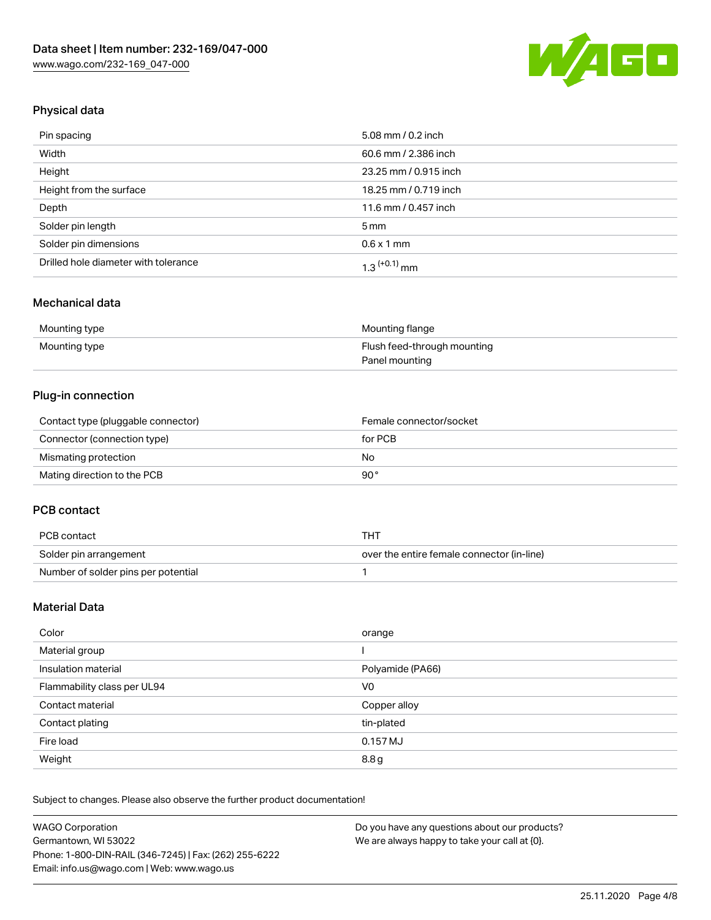## Physical data

| | |
|---|---|
| Pin spacing | 5.08 mm / 0.2 inch |
| Width | 60.6 mm / 2.386 inch |
| Height | 23.25 mm / 0.915 inch |
| Height from the surface | 18.25 mm / 0.719 inch |
| Depth | 11.6 mm / 0.457 inch |
| Solder pin length | 5 mm |
| Solder pin dimensions | 0.6 x 1 mm |
| Drilled hole diameter with tolerance | $1.3^{(+0.1)}$ mm |

## Mechanical data

| | |
|---|---|
| Mounting type | Mounting flange |
| Mounting type | Flush feed-through mounting<br>Panel mounting |

## Plug-in connection

| | |
|---|---|
| Contact type (pluggable connector) | Female connector/socket |
| Connector (connection type) | for PCB |
| Mismating protection | No |
| Mating direction to the PCB | 90° |

## PCB contact

| | |
|---|---|
| PCB contact | THT |
| Solder pin arrangement | over the entire female connector (in-line) |
| Number of solder pins per potential | 1 |

## Material Data

| | |
|---|---|
| Color | orange |
| Material group | I |
| Insulation material | Polyamide (PA66) |
| Flammability class per UL94 | V0 |
| Contact material | Copper alloy |
| Contact plating | tin-plated |
| Fire load | 0.157 MJ |
| Weight | 8.8 g |

Subject to changes. Please also observe the further product documentation!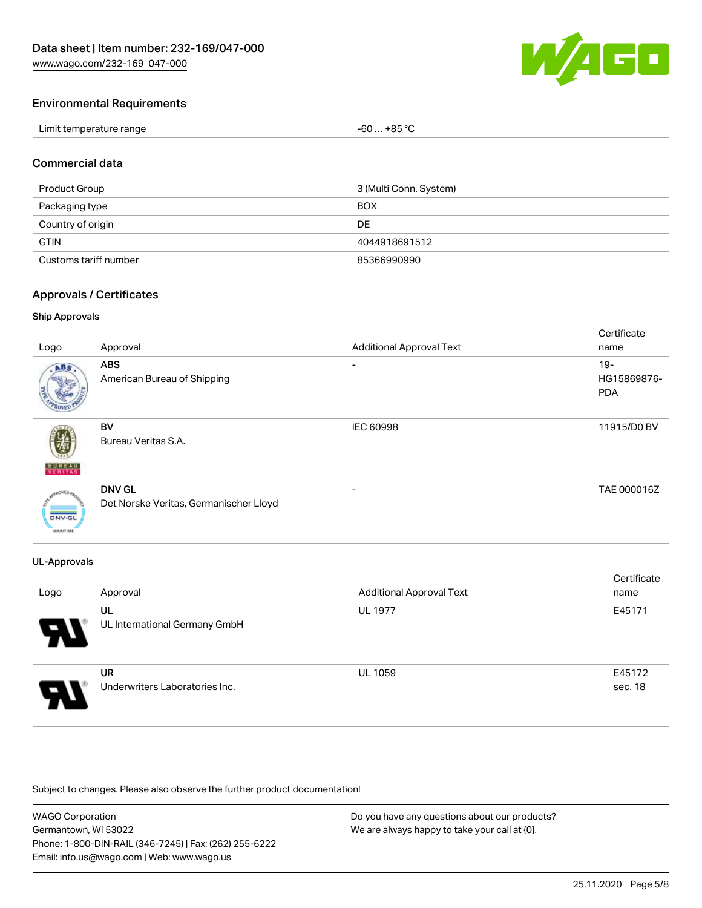## Environmental Requirements

| Limit temperature range | -60 … +85 °C |
| --- | --- |

## Commercial data

| Product Group | 3 (Multi Conn. System) |
| --- | --- |
| Packaging type | BOX |
| Country of origin | DE |
| GTIN | 4044918691512 |
| Customs tariff number | 85366990990 |

## Approvals / Certificates

### Ship Approvals

| Logo | Approval | Additional Approval Text | Certificate name |
| --- | --- | --- | --- |
| | **ABS** American Bureau of Shipping | - | 19-HG15869876-PDA |
| | **BV** Bureau Veritas S.A. | IEC 60998 | 11915/D0 BV |
| | **DNV GL** Det Norske Veritas, Germanischer Lloyd | - | TAE 000016Z |

### UL-Approvals

| Logo | Approval | Additional Approval Text | Certificate name |
| --- | --- | --- | --- |
| | **UL** UL International Germany GmbH | UL 1977 | E45171 |
| | **UR** Underwriters Laboratories Inc. | UL 1059 | E45172 sec. 18 |

Subject to changes. Please also observe the further product documentation!

WAGO Corporation
Germantown, WI 53022
Phone: 1-800-DIN-RAIL (346-7245) | Fax: (262) 255-6222
Email: info.us@wago.com | Web: www.wago.us

Do you have any questions about our products?
We are always happy to take your call at {0}.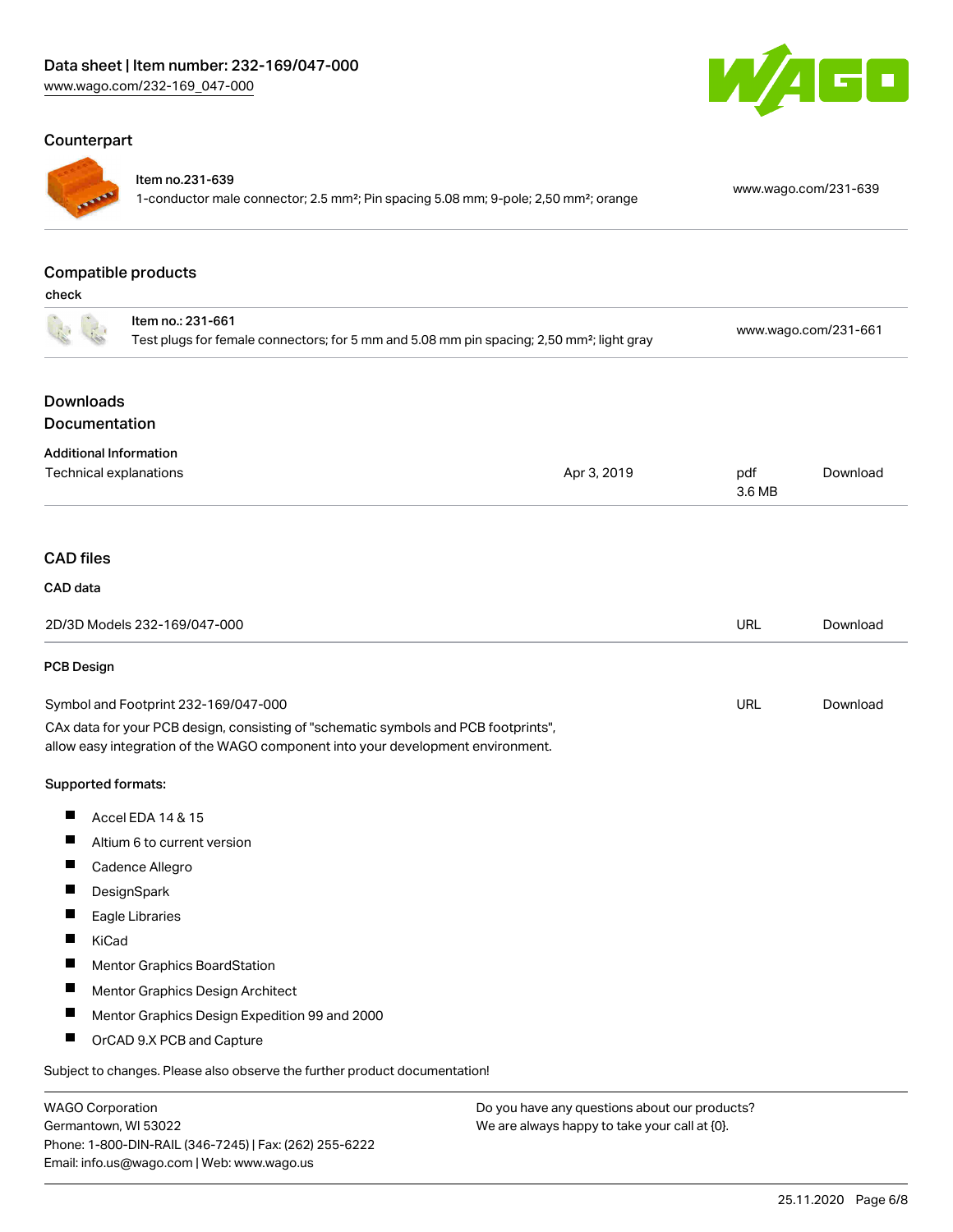## Counterpart

| | | |
|---|---|---|
| | Item no.231-639<br>1-conductor male connector; 2.5 mm²; Pin spacing 5.08 mm; 9-pole; 2,50 mm²; orange | www.wago.com/231-639 |

## Compatible products

check

| | | |
|---|---|---|
| | Item no.: 231-661<br>Test plugs for female connectors; for 5 mm and 5.08 mm pin spacing; 2,50 mm²; light gray | www.wago.com/231-661 |

## Downloads
## Documentation

**Additional Information**

| | | | |
|---|---|---|---|
| Technical explanations | Apr 3, 2019 | pdf<br>3.6 MB | Download |

## CAD files

**CAD data**

| | | |
|---|---|---|
| 2D/3D Models 232-169/047-000 | URL | Download |

**PCB Design**

| | | |
|---|---|---|
| Symbol and Footprint 232-169/047-000 | URL | Download |

CAx data for your PCB design, consisting of "schematic symbols and PCB footprints", allow easy integration of the WAGO component into your development environment.

**Supported formats:**

- Accel EDA 14 & 15
- Altium 6 to current version
- Cadence Allegro
- DesignSpark
- Eagle Libraries
- KiCad
- Mentor Graphics BoardStation
- Mentor Graphics Design Architect
- Mentor Graphics Design Expedition 99 and 2000
- OrCAD 9.X PCB and Capture

Subject to changes. Please also observe the further product documentation!

WAGO Corporation
Germantown, WI 53022
Phone: 1-800-DIN-RAIL (346-7245) | Fax: (262) 255-6222
Email: info.us@wago.com | Web: www.wago.us

Do you have any questions about our products?
We are always happy to take your call at {0}.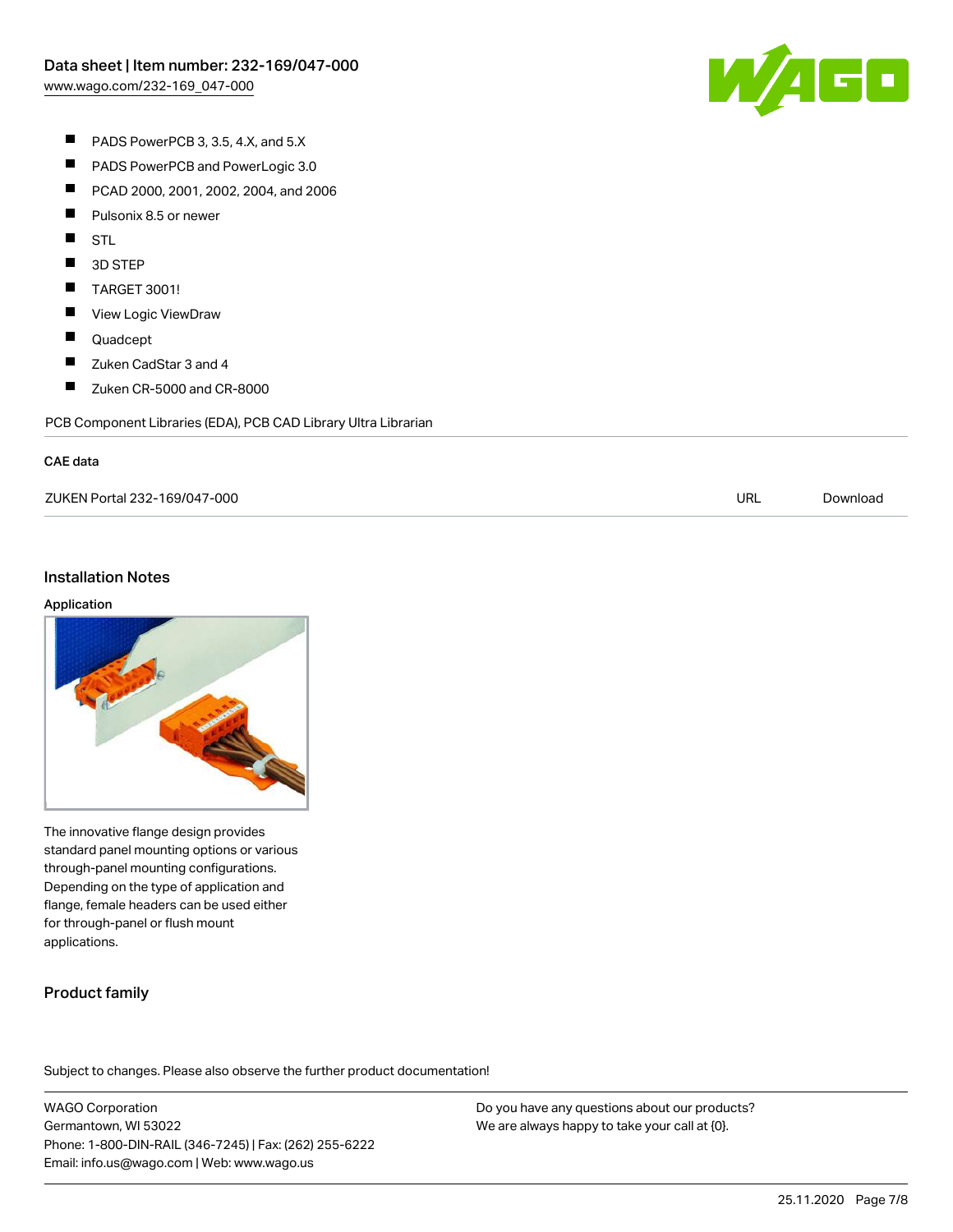- PADS PowerPCB 3, 3.5, 4.X, and 5.X
- PADS PowerPCB and PowerLogic 3.0
- PCAD 2000, 2001, 2002, 2004, and 2006
- Pulsonix 8.5 or newer
- STL
- 3D STEP
- TARGET 3001!
- View Logic ViewDraw
- Quadcept
- Zuken CadStar 3 and 4
- Zuken CR-5000 and CR-8000

PCB Component Libraries (EDA), PCB CAD Library Ultra Librarian

### CAE data

| | | |
|---|---|---|
| ZUKEN Portal 232-169/047-000 | URL | Download |

## Installation Notes

### Application

The innovative flange design provides standard panel mounting options or various through-panel mounting configurations. Depending on the type of application and flange, female headers can be used either for through-panel or flush mount applications.

## Product family

Subject to changes. Please also observe the further product documentation!

WAGO Corporation
Germantown, WI 53022
Phone: 1-800-DIN-RAIL (346-7245) | Fax: (262) 255-6222
Email: info.us@wago.com | Web: www.wago.us

Do you have any questions about our products?
We are always happy to take your call at {0}.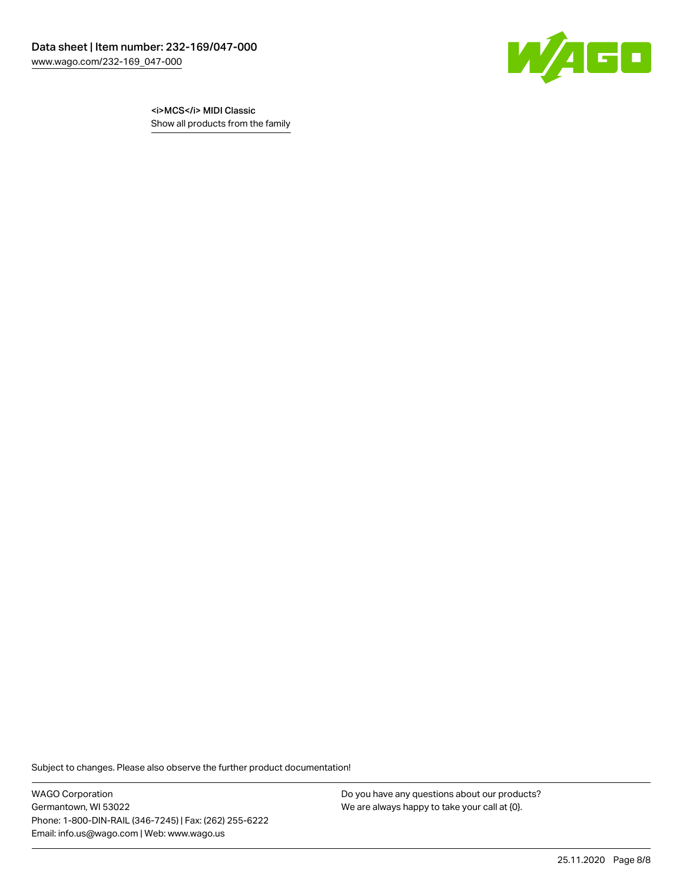<i>MCS</i> MIDI Classic
Show all products from the family

Subject to changes. Please also observe the further product documentation!

WAGO Corporation
Germantown, WI 53022
Phone: 1-800-DIN-RAIL (346-7245) | Fax: (262) 255-6222
Email: info.us@wago.com | Web: www.wago.us

Do you have any questions about our products?
We are always happy to take your call at {0}.